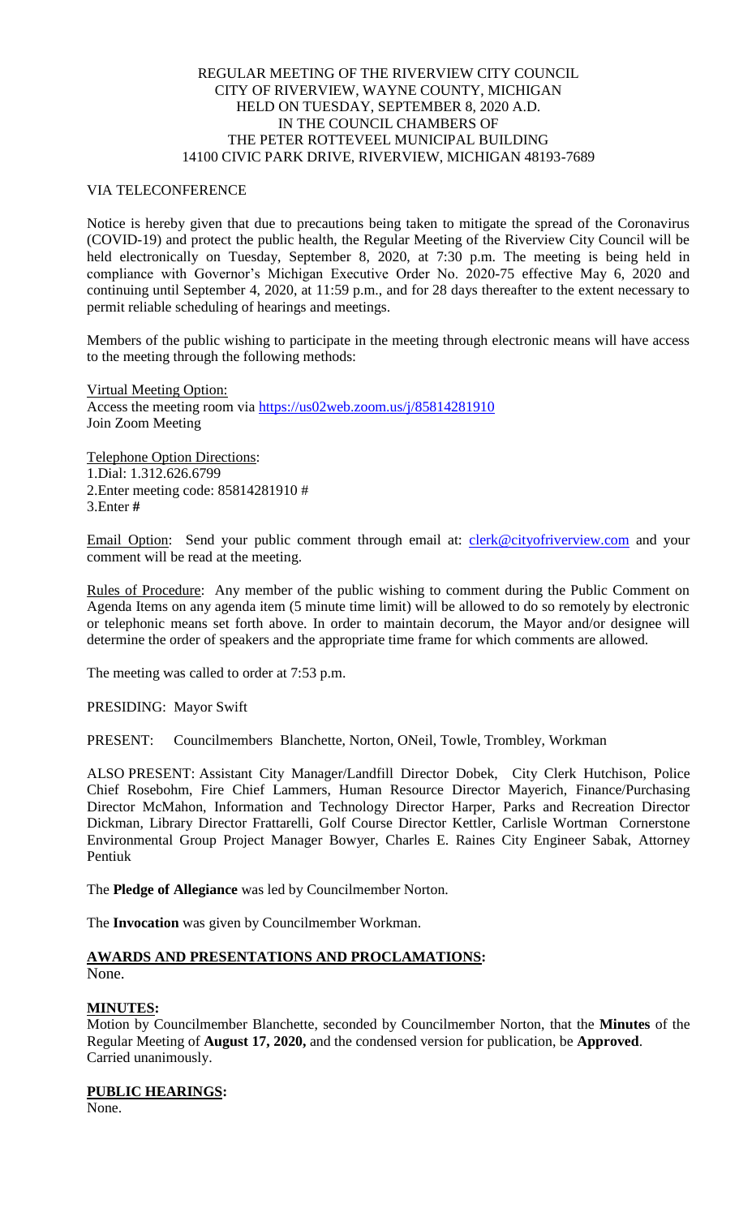REGULAR MEETING OF THE RIVERVIEW CITY COUNCIL
CITY OF RIVERVIEW, WAYNE COUNTY, MICHIGAN
HELD ON TUESDAY, SEPTEMBER 8, 2020 A.D.
IN THE COUNCIL CHAMBERS OF
THE PETER ROTTEVEEL MUNICIPAL BUILDING
14100 CIVIC PARK DRIVE, RIVERVIEW, MICHIGAN 48193-7689

VIA TELECONFERENCE

Notice is hereby given that due to precautions being taken to mitigate the spread of the Coronavirus (COVID-19) and protect the public health, the Regular Meeting of the Riverview City Council will be held electronically on Tuesday, September 8, 2020, at 7:30 p.m. The meeting is being held in compliance with Governor's Michigan Executive Order No. 2020-75 effective May 6, 2020 and continuing until September 4, 2020, at 11:59 p.m., and for 28 days thereafter to the extent necessary to permit reliable scheduling of hearings and meetings.

Members of the public wishing to participate in the meeting through electronic means will have access to the meeting through the following methods:

Virtual Meeting Option:
Access the meeting room via https://us02web.zoom.us/j/85814281910
Join Zoom Meeting

Telephone Option Directions:
1.Dial: 1.312.626.6799
2.Enter meeting code: 85814281910 #
3.Enter **#**

Email Option: Send your public comment through email at: clerk@cityofriverview.com and your comment will be read at the meeting.

Rules of Procedure: Any member of the public wishing to comment during the Public Comment on Agenda Items on any agenda item (5 minute time limit) will be allowed to do so remotely by electronic or telephonic means set forth above. In order to maintain decorum, the Mayor and/or designee will determine the order of speakers and the appropriate time frame for which comments are allowed.

The meeting was called to order at 7:53 p.m.

PRESIDING: Mayor Swift

PRESENT: Councilmembers Blanchette, Norton, ONeil, Towle, Trombley, Workman

ALSO PRESENT: Assistant City Manager/Landfill Director Dobek, City Clerk Hutchison, Police Chief Rosebohm, Fire Chief Lammers, Human Resource Director Mayerich, Finance/Purchasing Director McMahon, Information and Technology Director Harper, Parks and Recreation Director Dickman, Library Director Frattarelli, Golf Course Director Kettler, Carlisle Wortman Cornerstone Environmental Group Project Manager Bowyer, Charles E. Raines City Engineer Sabak, Attorney Pentiuk

The **Pledge of Allegiance** was led by Councilmember Norton.

The **Invocation** was given by Councilmember Workman.

**AWARDS AND PRESENTATIONS AND PROCLAMATIONS:**
None.

**MINUTES:**
Motion by Councilmember Blanchette, seconded by Councilmember Norton, that the **Minutes** of the Regular Meeting of **August 17, 2020,** and the condensed version for publication, be **Approved**.
Carried unanimously.

**PUBLIC HEARINGS:**
None.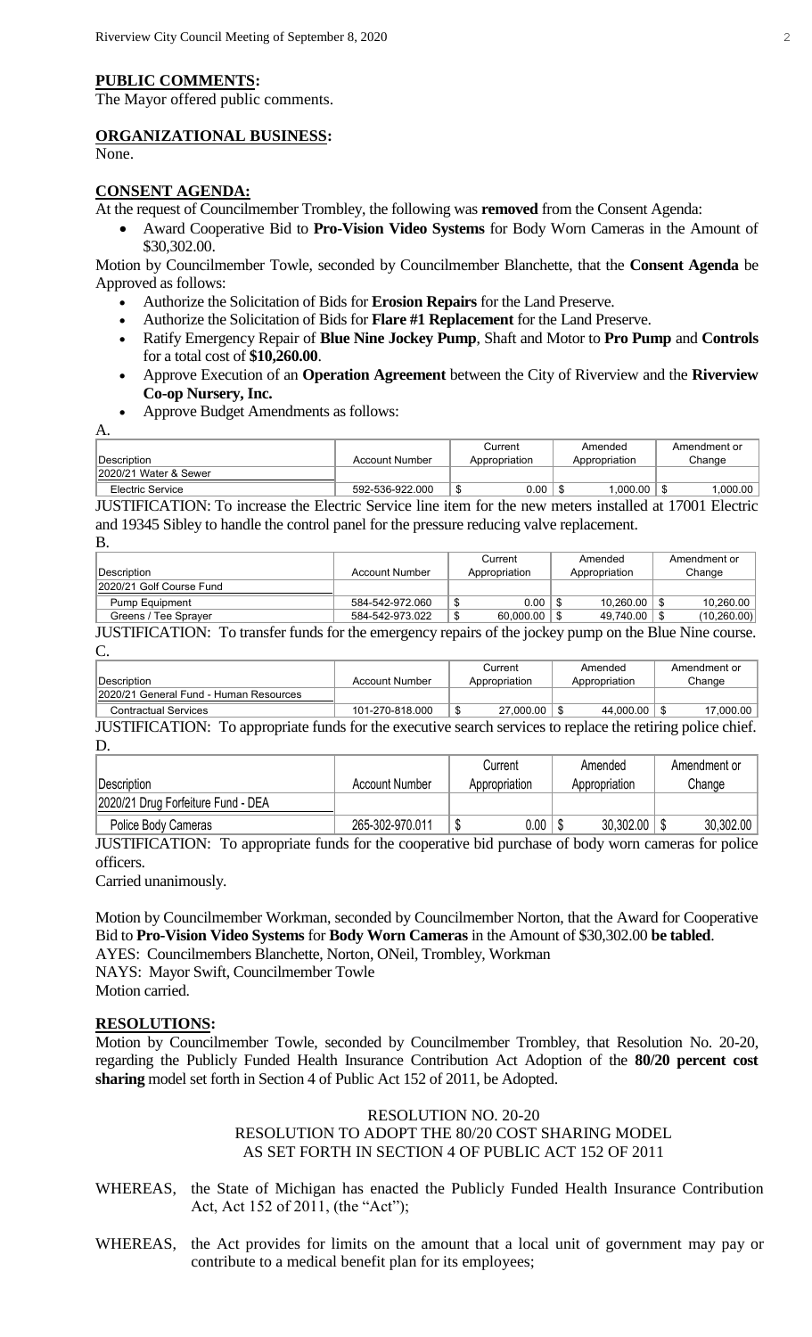## PUBLIC COMMENTS:

The Mayor offered public comments.

## ORGANIZATIONAL BUSINESS:

None.

## CONSENT AGENDA:

At the request of Councilmember Trombley, the following was **removed** from the Consent Agenda:

- Award Cooperative Bid to **Pro-Vision Video Systems** for Body Worn Cameras in the Amount of $30,302.00.

Motion by Councilmember Towle, seconded by Councilmember Blanchette, that the **Consent Agenda** be Approved as follows:

- Authorize the Solicitation of Bids for **Erosion Repairs** for the Land Preserve.
- Authorize the Solicitation of Bids for **Flare #1 Replacement** for the Land Preserve.
- Ratify Emergency Repair of **Blue Nine Jockey Pump**, Shaft and Motor to **Pro Pump** and **Controls** for a total cost of **$10,260.00**.
- Approve Execution of an **Operation Agreement** between the City of Riverview and the **Riverview Co-op Nursery, Inc.**
- Approve Budget Amendments as follows:

A.

| Description | Account Number | Current Appropriation | Amended Appropriation | Amendment or Change |
|---|---|---|---|---|
| 2020/21 Water & Sewer | | | | |
| Electric Service | 592-536-922.000 | $ 0.00 | $ 1,000.00 | $ 1,000.00 |

JUSTIFICATION: To increase the Electric Service line item for the new meters installed at 17001 Electric and 19345 Sibley to handle the control panel for the pressure reducing valve replacement.

B.

| Description | Account Number | Current Appropriation | Amended Appropriation | Amendment or Change |
|---|---|---|---|---|
| 2020/21 Golf Course Fund | | | | |
| Pump Equipment | 584-542-972.060 | $ 0.00 | $ 10,260.00 | $ 10,260.00 |
| Greens / Tee Sprayer | 584-542-973.022 | $ 60,000.00 | $ 49,740.00 | $ (10,260.00) |

JUSTIFICATION: To transfer funds for the emergency repairs of the jockey pump on the Blue Nine course.

C.

| Description | Account Number | Current Appropriation | Amended Appropriation | Amendment or Change |
|---|---|---|---|---|
| 2020/21 General Fund - Human Resources | | | | |
| Contractual Services | 101-270-818.000 | $ 27,000.00 | $ 44,000.00 | $ 17,000.00 |

JUSTIFICATION: To appropriate funds for the executive search services to replace the retiring police chief.

D.

| Description | Account Number | Current Appropriation | Amended Appropriation | Amendment or Change |
|---|---|---|---|---|
| 2020/21 Drug Forfeiture Fund - DEA | | | | |
| Police Body Cameras | 265-302-970.011 | $ 0.00 | $ 30,302.00 | $ 30,302.00 |

JUSTIFICATION: To appropriate funds for the cooperative bid purchase of body worn cameras for police officers.

Carried unanimously.

Motion by Councilmember Workman, seconded by Councilmember Norton, that the Award for Cooperative Bid to **Pro-Vision Video Systems** for **Body Worn Cameras** in the Amount of $30,302.00 **be tabled**.

AYES: Councilmembers Blanchette, Norton, ONeil, Trombley, Workman

NAYS: Mayor Swift, Councilmember Towle

Motion carried.

## RESOLUTIONS:

Motion by Councilmember Towle, seconded by Councilmember Trombley, that Resolution No. 20-20, regarding the Publicly Funded Health Insurance Contribution Act Adoption of the **80/20 percent cost sharing** model set forth in Section 4 of Public Act 152 of 2011, be Adopted.

RESOLUTION NO. 20-20
RESOLUTION TO ADOPT THE 80/20 COST SHARING MODEL
AS SET FORTH IN SECTION 4 OF PUBLIC ACT 152 OF 2011

WHEREAS, the State of Michigan has enacted the Publicly Funded Health Insurance Contribution Act, Act 152 of 2011, (the "Act");

WHEREAS, the Act provides for limits on the amount that a local unit of government may pay or contribute to a medical benefit plan for its employees;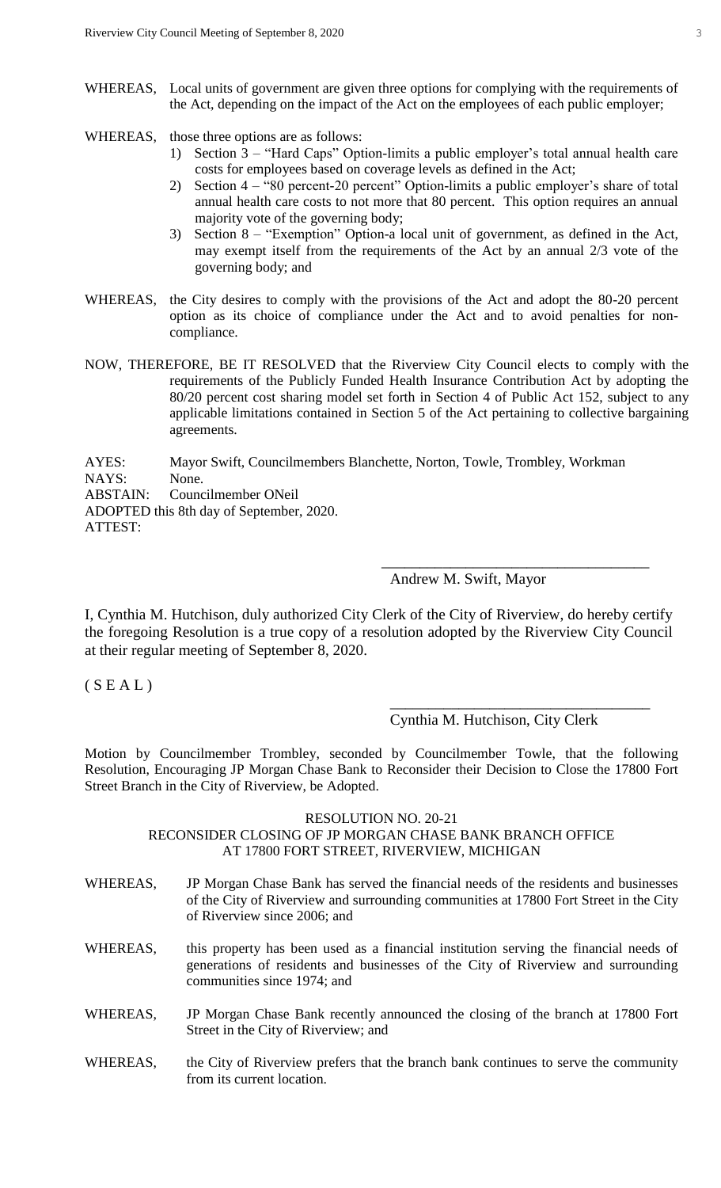WHEREAS, Local units of government are given three options for complying with the requirements of the Act, depending on the impact of the Act on the employees of each public employer;

WHEREAS, those three options are as follows:

1) Section 3 – "Hard Caps" Option-limits a public employer's total annual health care costs for employees based on coverage levels as defined in the Act;
2) Section 4 – "80 percent-20 percent" Option-limits a public employer's share of total annual health care costs to not more that 80 percent. This option requires an annual majority vote of the governing body;
3) Section 8 – "Exemption" Option-a local unit of government, as defined in the Act, may exempt itself from the requirements of the Act by an annual 2/3 vote of the governing body; and

WHEREAS, the City desires to comply with the provisions of the Act and adopt the 80-20 percent option as its choice of compliance under the Act and to avoid penalties for non-compliance.

NOW, THEREFORE, BE IT RESOLVED that the Riverview City Council elects to comply with the requirements of the Publicly Funded Health Insurance Contribution Act by adopting the 80/20 percent cost sharing model set forth in Section 4 of Public Act 152, subject to any applicable limitations contained in Section 5 of the Act pertaining to collective bargaining agreements.

AYES: Mayor Swift, Councilmembers Blanchette, Norton, Towle, Trombley, Workman
NAYS: None.
ABSTAIN: Councilmember ONeil
ADOPTED this 8th day of September, 2020.
ATTEST:

\_\_\_\_\_\_\_\_\_\_\_\_\_\_\_\_\_\_\_\_\_\_\_\_\_\_\_\_\_\_\_\_\_\_\_
Andrew M. Swift, Mayor

I, Cynthia M. Hutchison, duly authorized City Clerk of the City of Riverview, do hereby certify the foregoing Resolution is a true copy of a resolution adopted by the Riverview City Council at their regular meeting of September 8, 2020.

( S E A L )

\_\_\_\_\_\_\_\_\_\_\_\_\_\_\_\_\_\_\_\_\_\_\_\_\_\_\_\_\_\_\_\_\_\_\_
Cynthia M. Hutchison, City Clerk

Motion by Councilmember Trombley, seconded by Councilmember Towle, that the following Resolution, Encouraging JP Morgan Chase Bank to Reconsider their Decision to Close the 17800 Fort Street Branch in the City of Riverview, be Adopted.

RESOLUTION NO. 20-21
RECONSIDER CLOSING OF JP MORGAN CHASE BANK BRANCH OFFICE
AT 17800 FORT STREET, RIVERVIEW, MICHIGAN

WHEREAS, JP Morgan Chase Bank has served the financial needs of the residents and businesses of the City of Riverview and surrounding communities at 17800 Fort Street in the City of Riverview since 2006; and

WHEREAS, this property has been used as a financial institution serving the financial needs of generations of residents and businesses of the City of Riverview and surrounding communities since 1974; and

WHEREAS, JP Morgan Chase Bank recently announced the closing of the branch at 17800 Fort Street in the City of Riverview; and

WHEREAS, the City of Riverview prefers that the branch bank continues to serve the community from its current location.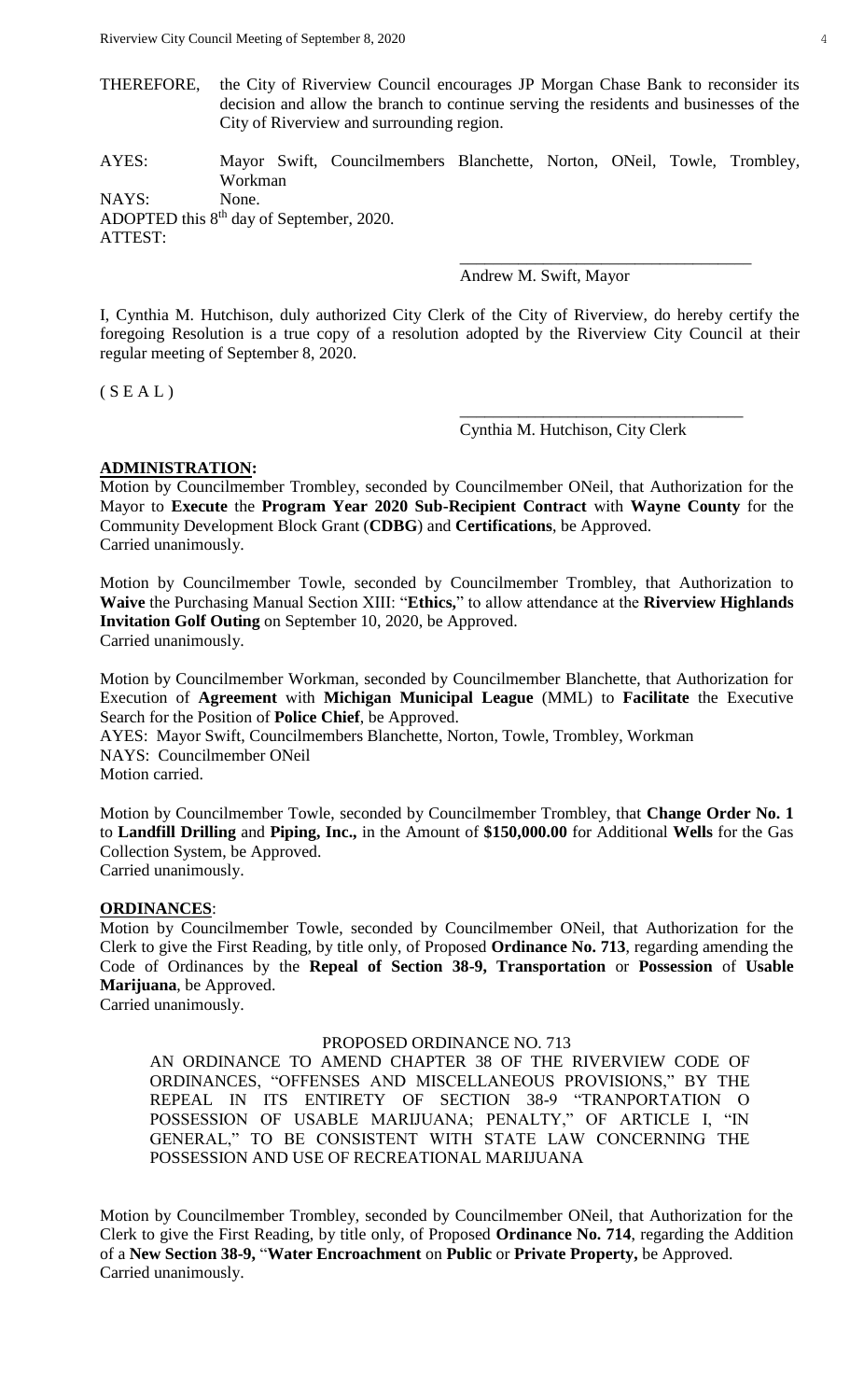THEREFORE, the City of Riverview Council encourages JP Morgan Chase Bank to reconsider its decision and allow the branch to continue serving the residents and businesses of the City of Riverview and surrounding region.

AYES: Mayor Swift, Councilmembers Blanchette, Norton, ONeil, Towle, Trombley, Workman
NAYS: None.
ADOPTED this 8th day of September, 2020.
ATTEST:

\_\_\_\_\_\_\_\_\_\_\_\_\_\_\_\_\_\_\_\_\_\_\_\_\_\_\_\_\_\_\_\_\_\_\_
Andrew M. Swift, Mayor

I, Cynthia M. Hutchison, duly authorized City Clerk of the City of Riverview, do hereby certify the foregoing Resolution is a true copy of a resolution adopted by the Riverview City Council at their regular meeting of September 8, 2020.

( S E A L )

\_\_\_\_\_\_\_\_\_\_\_\_\_\_\_\_\_\_\_\_\_\_\_\_\_\_\_\_\_\_\_\_\_\_\_
Cynthia M. Hutchison, City Clerk

**ADMINISTRATION:**

Motion by Councilmember Trombley, seconded by Councilmember ONeil, that Authorization for the Mayor to **Execute** the **Program Year 2020 Sub-Recipient Contract** with **Wayne County** for the Community Development Block Grant (**CDBG**) and **Certifications**, be Approved.
Carried unanimously.

Motion by Councilmember Towle, seconded by Councilmember Trombley, that Authorization to **Waive** the Purchasing Manual Section XIII: "**Ethics,**" to allow attendance at the **Riverview Highlands Invitation Golf Outing** on September 10, 2020, be Approved.
Carried unanimously.

Motion by Councilmember Workman, seconded by Councilmember Blanchette, that Authorization for Execution of **Agreement** with **Michigan Municipal League** (MML) to **Facilitate** the Executive Search for the Position of **Police Chief**, be Approved.
AYES: Mayor Swift, Councilmembers Blanchette, Norton, Towle, Trombley, Workman
NAYS: Councilmember ONeil
Motion carried.

Motion by Councilmember Towle, seconded by Councilmember Trombley, that **Change Order No. 1** to **Landfill Drilling** and **Piping, Inc.,** in the Amount of **$150,000.00** for Additional **Wells** for the Gas Collection System, be Approved.
Carried unanimously.

**ORDINANCES**:

Motion by Councilmember Towle, seconded by Councilmember ONeil, that Authorization for the Clerk to give the First Reading, by title only, of Proposed **Ordinance No. 713**, regarding amending the Code of Ordinances by the **Repeal of Section 38-9, Transportation** or **Possession** of **Usable Marijuana**, be Approved.
Carried unanimously.

PROPOSED ORDINANCE NO. 713

AN ORDINANCE TO AMEND CHAPTER 38 OF THE RIVERVIEW CODE OF ORDINANCES, "OFFENSES AND MISCELLANEOUS PROVISIONS," BY THE REPEAL IN ITS ENTIRETY OF SECTION 38-9 "TRANPORTATION O POSSESSION OF USABLE MARIJUANA; PENALTY," OF ARTICLE I, "IN GENERAL," TO BE CONSISTENT WITH STATE LAW CONCERNING THE POSSESSION AND USE OF RECREATIONAL MARIJUANA

Motion by Councilmember Trombley, seconded by Councilmember ONeil, that Authorization for the Clerk to give the First Reading, by title only, of Proposed **Ordinance No. 714**, regarding the Addition of a **New Section 38-9,** "**Water Encroachment** on **Public** or **Private Property,** be Approved.
Carried unanimously.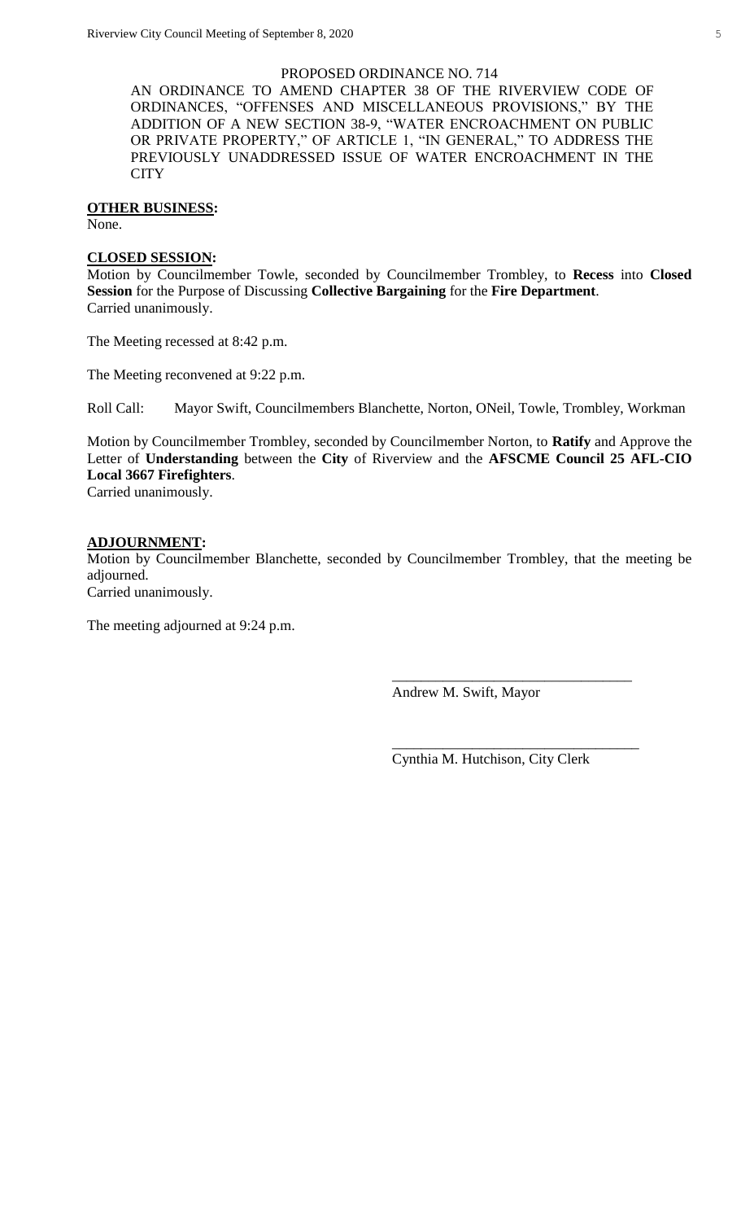PROPOSED ORDINANCE NO. 714

AN ORDINANCE TO AMEND CHAPTER 38 OF THE RIVERVIEW CODE OF ORDINANCES, "OFFENSES AND MISCELLANEOUS PROVISIONS," BY THE ADDITION OF A NEW SECTION 38-9, "WATER ENCROACHMENT ON PUBLIC OR PRIVATE PROPERTY," OF ARTICLE 1, "IN GENERAL," TO ADDRESS THE PREVIOUSLY UNADDRESSED ISSUE OF WATER ENCROACHMENT IN THE CITY

**OTHER BUSINESS:**

None.

**CLOSED SESSION:**

Motion by Councilmember Towle, seconded by Councilmember Trombley, to **Recess** into **Closed Session** for the Purpose of Discussing **Collective Bargaining** for the **Fire Department**.
Carried unanimously.

The Meeting recessed at 8:42 p.m.

The Meeting reconvened at 9:22 p.m.

Roll Call: Mayor Swift, Councilmembers Blanchette, Norton, ONeil, Towle, Trombley, Workman

Motion by Councilmember Trombley, seconded by Councilmember Norton, to **Ratify** and Approve the Letter of **Understanding** between the **City** of Riverview and the **AFSCME Council 25 AFL-CIO Local 3667 Firefighters**.
Carried unanimously.

**ADJOURNMENT:**

Motion by Councilmember Blanchette, seconded by Councilmember Trombley, that the meeting be adjourned.
Carried unanimously.

The meeting adjourned at 9:24 p.m.

\_\_\_\_\_\_\_\_\_\_\_\_\_\_\_\_\_\_\_\_\_\_\_\_\_\_\_\_\_\_\_\_\_

Andrew M. Swift, Mayor

\_\_\_\_\_\_\_\_\_\_\_\_\_\_\_\_\_\_\_\_\_\_\_\_\_\_\_\_\_\_\_\_\_

Cynthia M. Hutchison, City Clerk